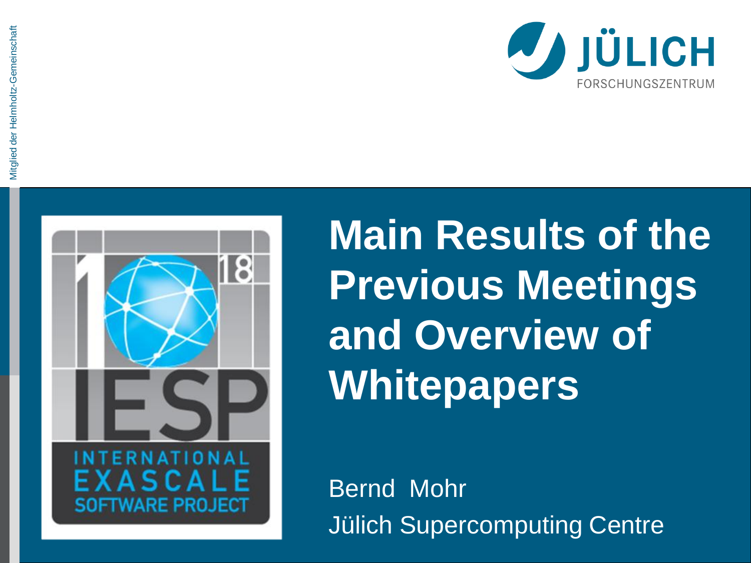# Main Results of the Previous Meetings and Overview of Whitepapers

Bernd Mohr

Jülich Supercomputing Centre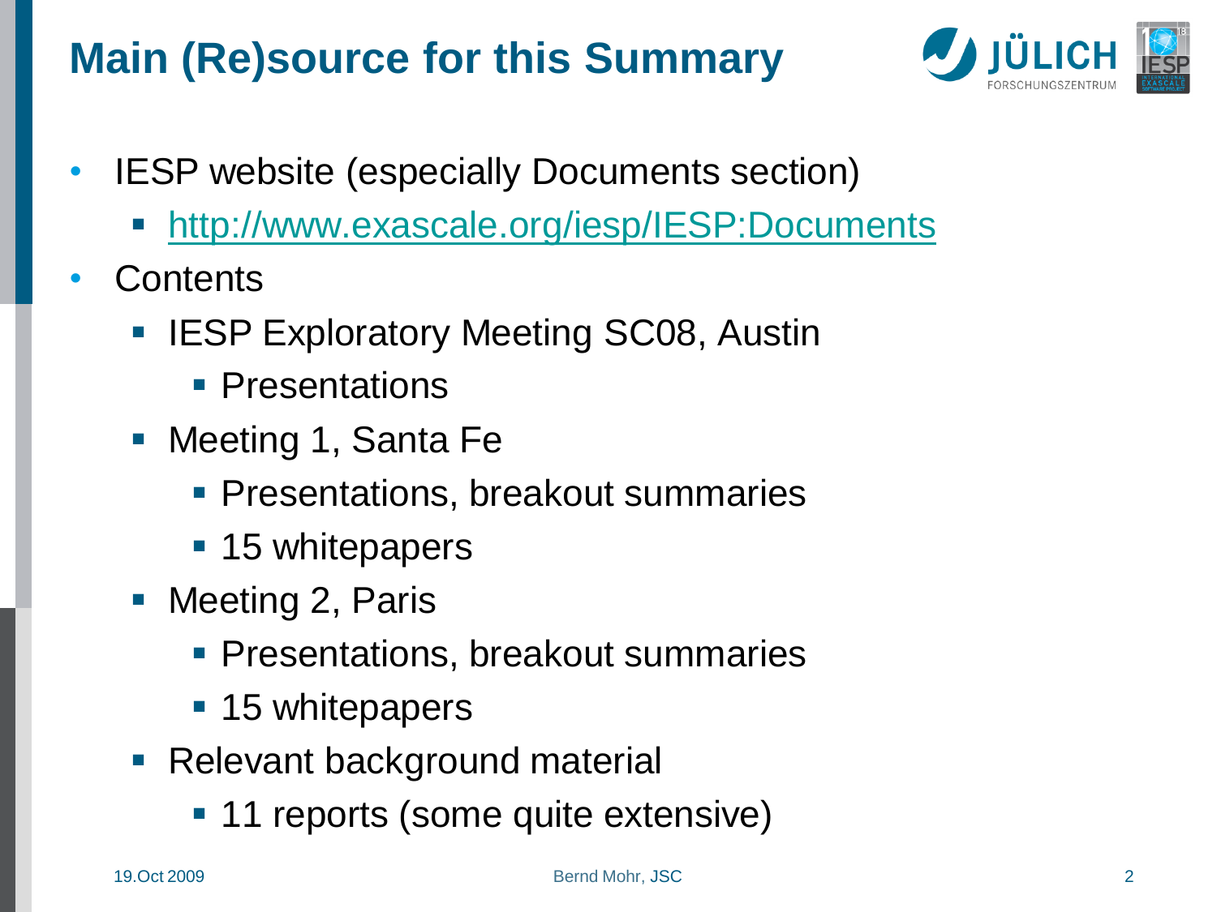# Main (Re)source for this Summary

- IESP website (especially Documents section)
  - http://www.exascale.org/iesp/IESP:Documents
- Contents
  - IESP Exploratory Meeting SC08, Austin
    - Presentations
  - Meeting 1, Santa Fe
    - Presentations, breakout summaries
    - 15 whitepapers
  - Meeting 2, Paris
    - Presentations, breakout summaries
    - 15 whitepapers
  - Relevant background material
    - 11 reports (some quite extensive)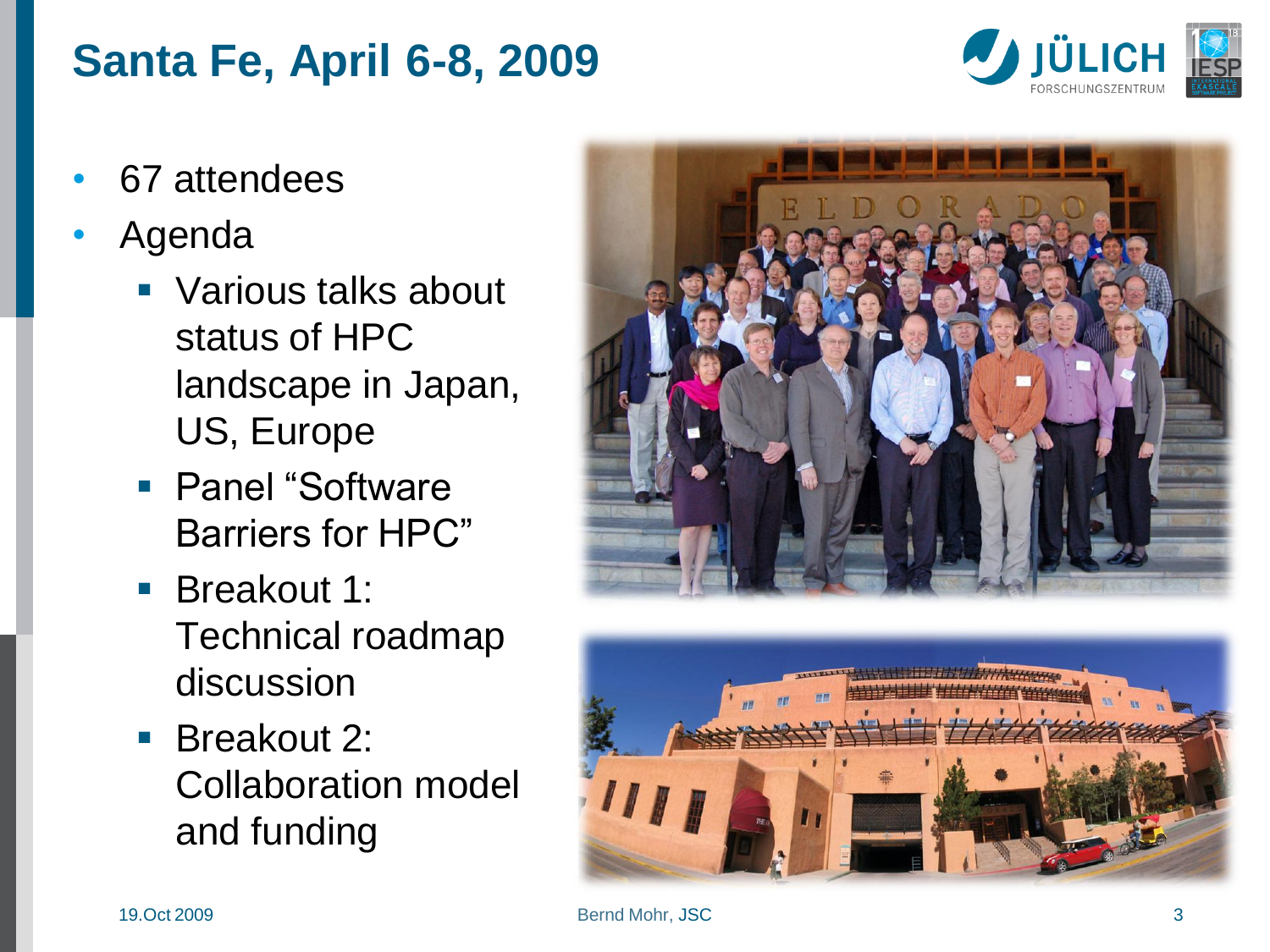# Santa Fe, April 6-8, 2009

- 67 attendees
- Agenda
  - Various talks about status of HPC landscape in Japan, US, Europe
  - Panel "Software Barriers for HPC"
  - Breakout 1: Technical roadmap discussion
  - Breakout 2: Collaboration model and funding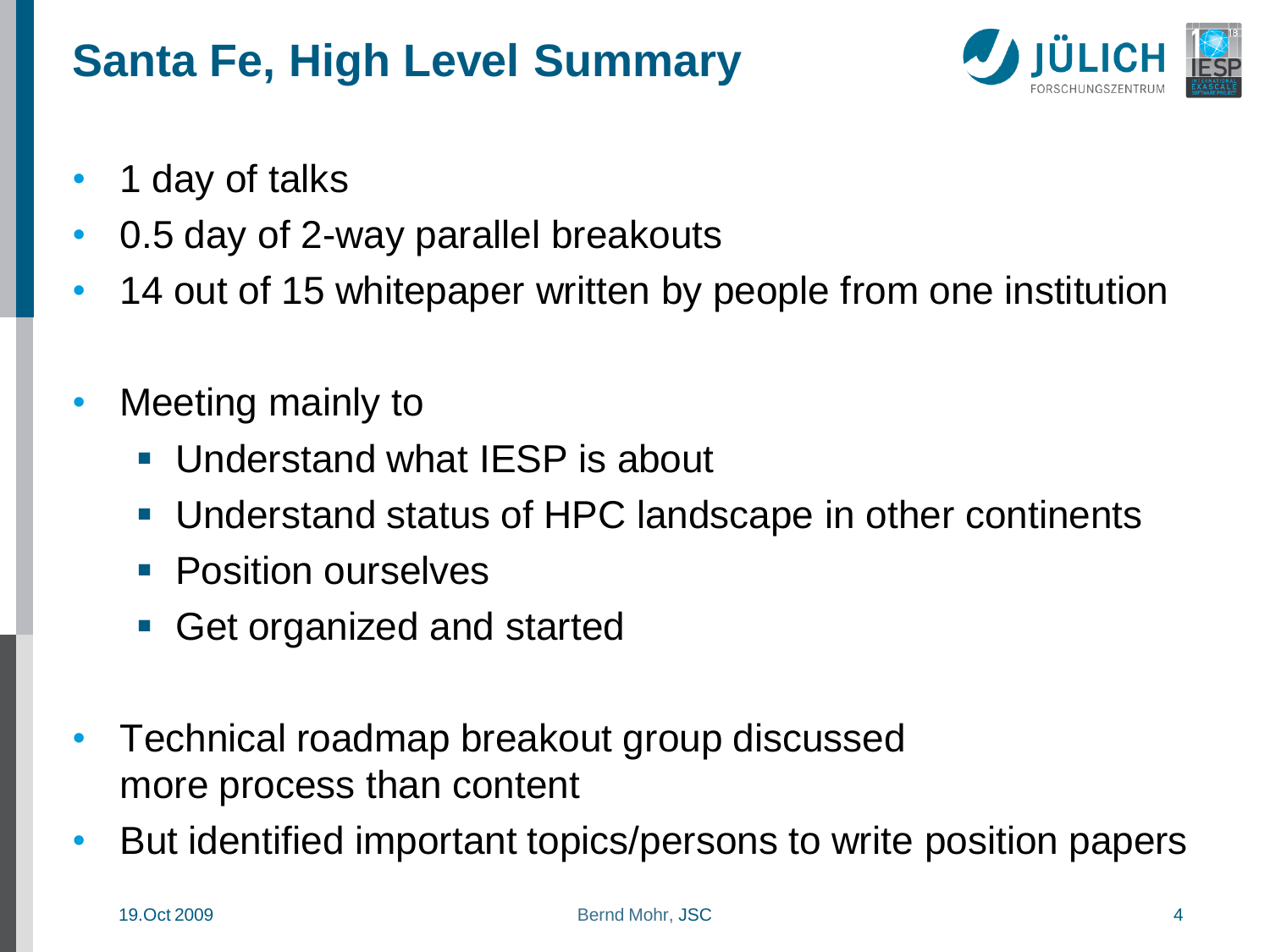# Santa Fe, High Level Summary

- 1 day of talks
- 0.5 day of 2-way parallel breakouts
- 14 out of 15 whitepaper written by people from one institution

- Meeting mainly to
  - Understand what IESP is about
  - Understand status of HPC landscape in other continents
  - Position ourselves
  - Get organized and started

- Technical roadmap breakout group discussed more process than content
- But identified important topics/persons to write position papers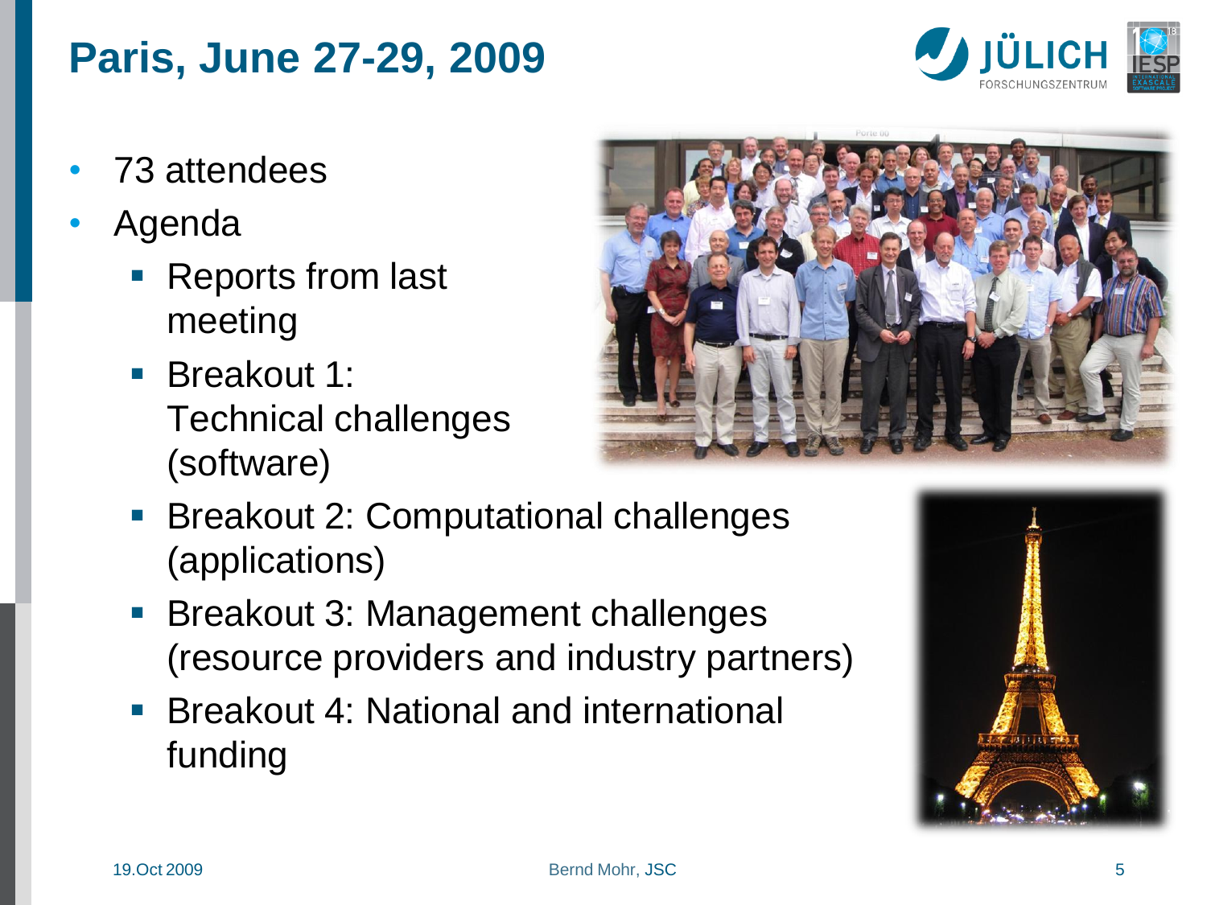# Paris, June 27-29, 2009

- 73 attendees
- Agenda
  - Reports from last meeting
  - Breakout 1: Technical challenges (software)
  - Breakout 2: Computational challenges (applications)
  - Breakout 3: Management challenges (resource providers and industry partners)
  - Breakout 4: National and international funding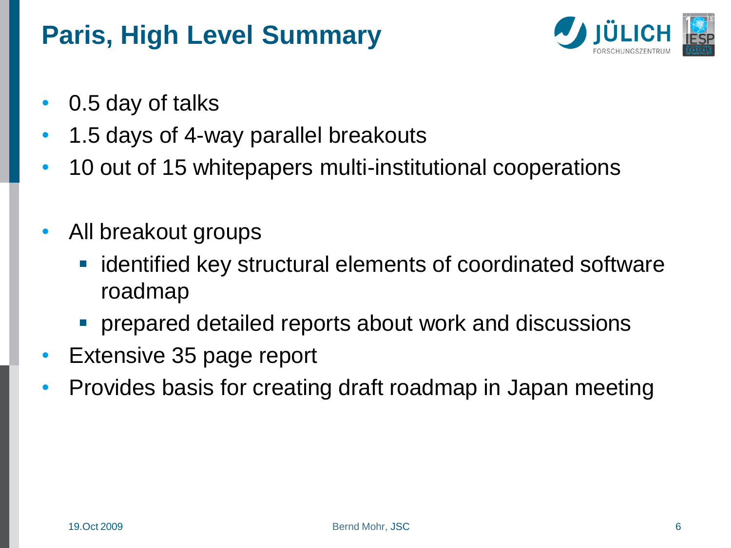# Paris, High Level Summary

- 0.5 day of talks
- 1.5 days of 4-way parallel breakouts
- 10 out of 15 whitepapers multi-institutional cooperations

- All breakout groups
  - identified key structural elements of coordinated software roadmap
  - prepared detailed reports about work and discussions
- Extensive 35 page report
- Provides basis for creating draft roadmap in Japan meeting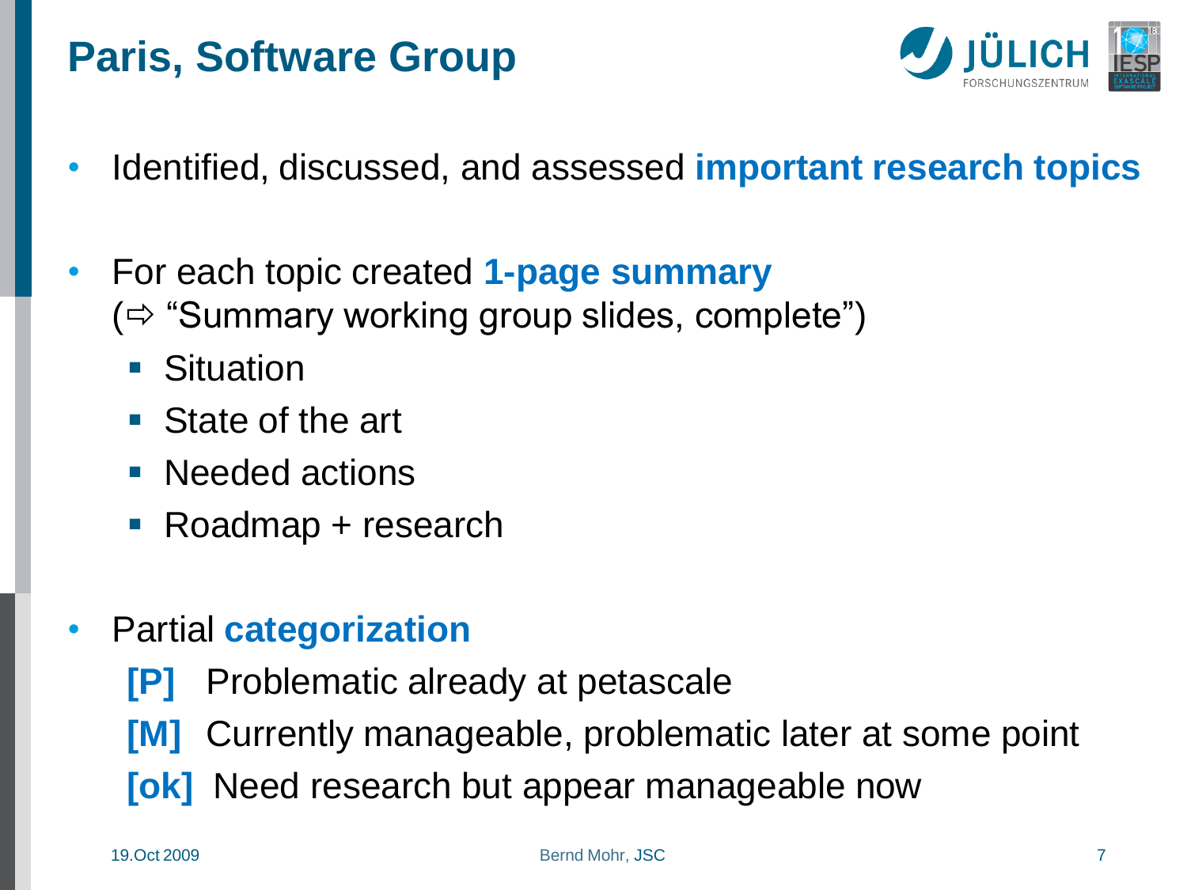# Paris, Software Group

- Identified, discussed, and assessed **important research topics**
- For each topic created **1-page summary**
  (⇨ "Summary working group slides, complete")
  - Situation
  - State of the art
  - Needed actions
  - Roadmap + research
- Partial **categorization**
  - **[P]** Problematic already at petascale
  - **[M]** Currently manageable, problematic later at some point
  - **[ok]** Need research but appear manageable now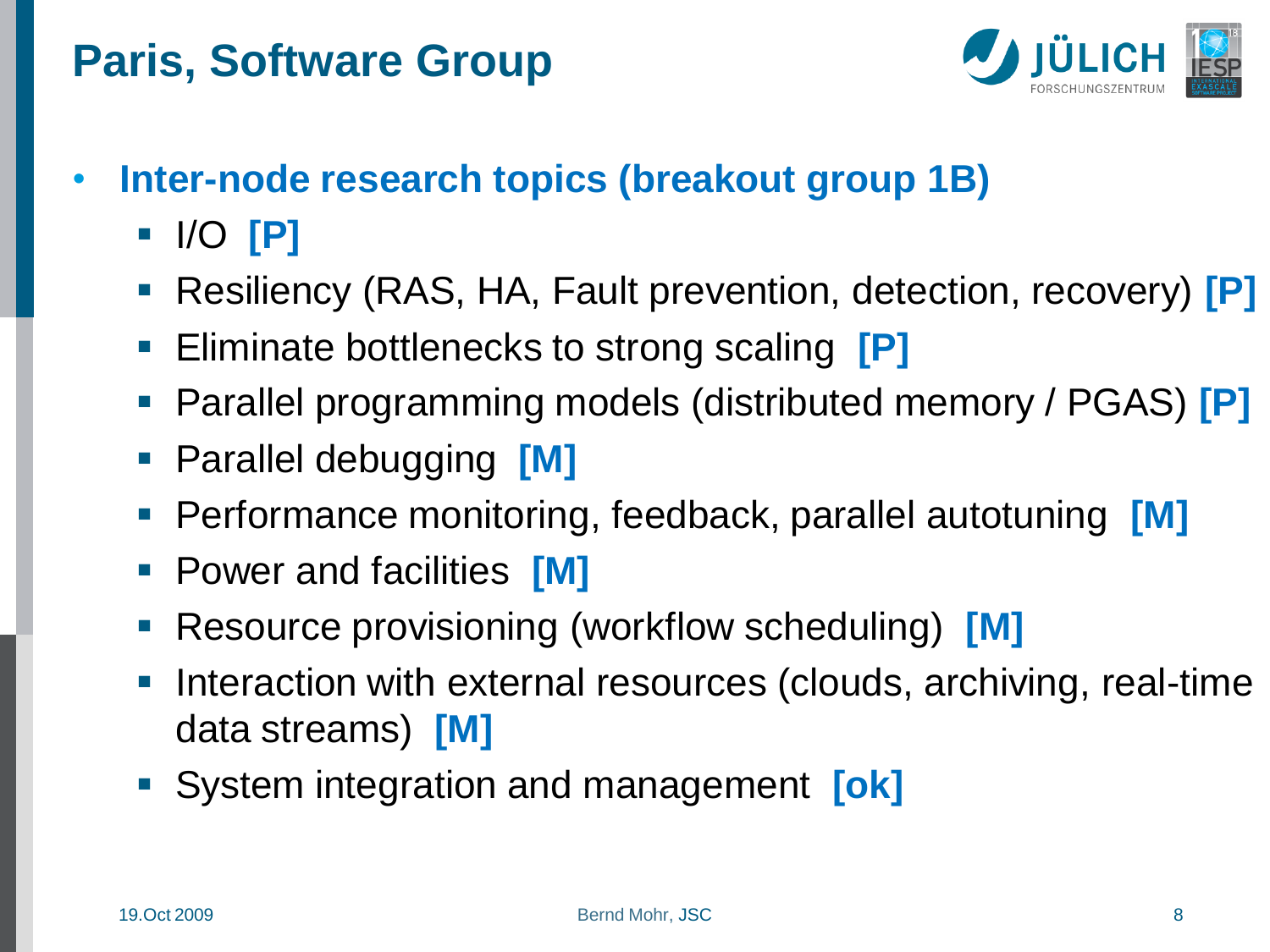# Paris, Software Group

- **Inter-node research topics (breakout group 1B)**
  - I/O **[P]**
  - Resiliency (RAS, HA, Fault prevention, detection, recovery) **[P]**
  - Eliminate bottlenecks to strong scaling **[P]**
  - Parallel programming models (distributed memory / PGAS) **[P]**
  - Parallel debugging **[M]**
  - Performance monitoring, feedback, parallel autotuning **[M]**
  - Power and facilities **[M]**
  - Resource provisioning (workflow scheduling) **[M]**
  - Interaction with external resources (clouds, archiving, real-time data streams) **[M]**
  - System integration and management **[ok]**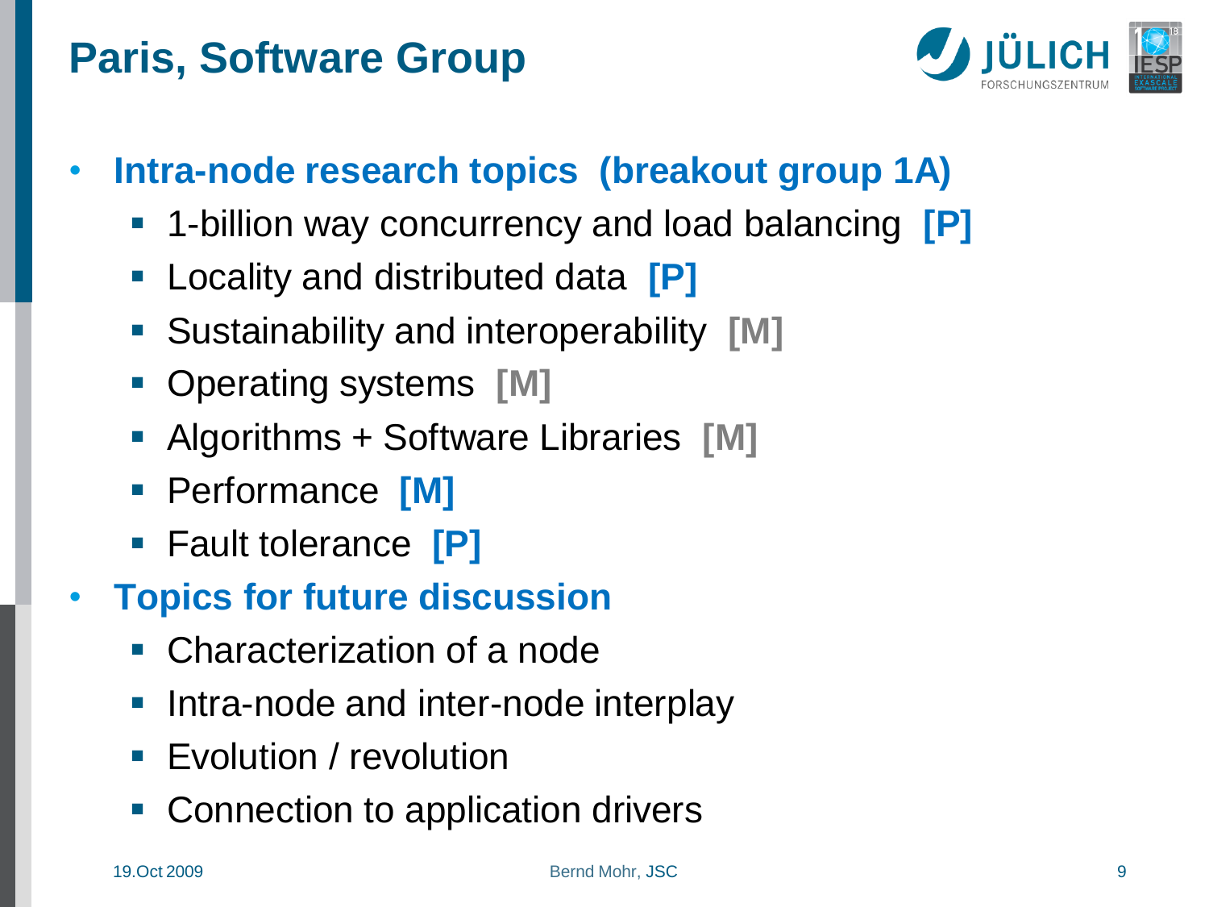# Paris, Software Group

- **Intra-node research topics (breakout group 1A)**
  - 1-billion way concurrency and load balancing **[P]**
  - Locality and distributed data **[P]**
  - Sustainability and interoperability **[M]**
  - Operating systems **[M]**
  - Algorithms + Software Libraries **[M]**
  - Performance **[M]**
  - Fault tolerance **[P]**
- **Topics for future discussion**
  - Characterization of a node
  - Intra-node and inter-node interplay
  - Evolution / revolution
  - Connection to application drivers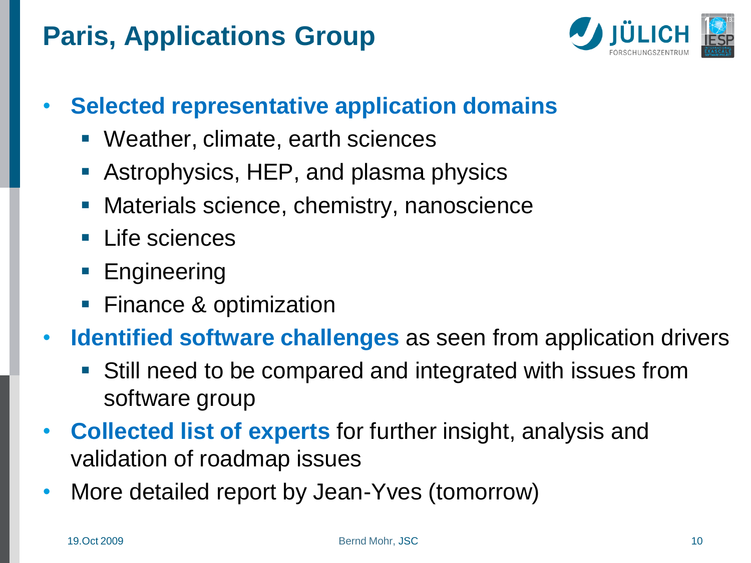# Paris, Applications Group

- **Selected representative application domains**
  - Weather, climate, earth sciences
  - Astrophysics, HEP, and plasma physics
  - Materials science, chemistry, nanoscience
  - Life sciences
  - Engineering
  - Finance & optimization
- **Identified software challenges** as seen from application drivers
  - Still need to be compared and integrated with issues from software group
- **Collected list of experts** for further insight, analysis and validation of roadmap issues
- More detailed report by Jean-Yves (tomorrow)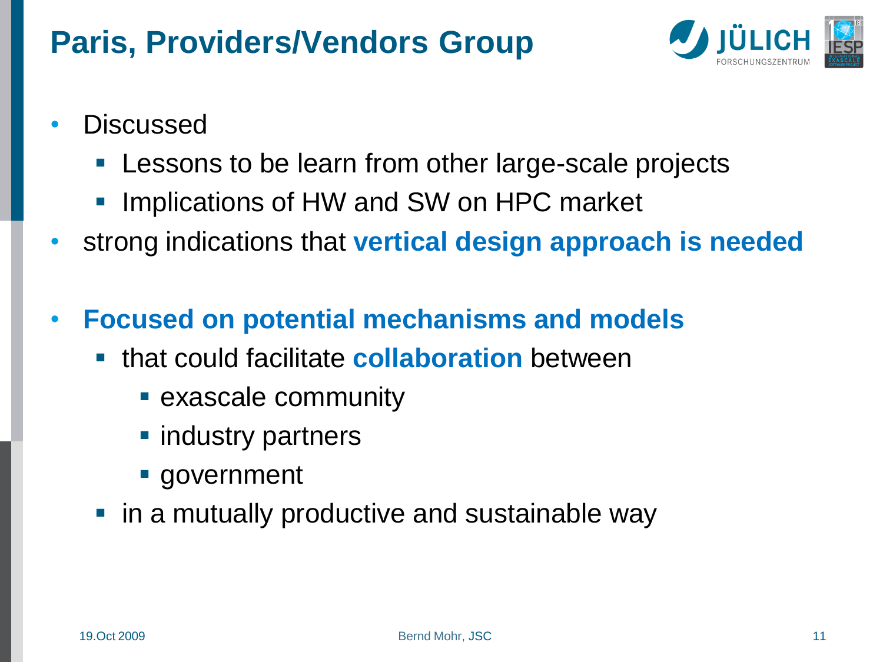# Paris, Providers/Vendors Group

- Discussed
  - Lessons to be learn from other large-scale projects
  - Implications of HW and SW on HPC market
- strong indications that **vertical design approach is needed**

- **Focused on potential mechanisms and models**
  - that could facilitate **collaboration** between
    - exascale community
    - industry partners
    - government
  - in a mutually productive and sustainable way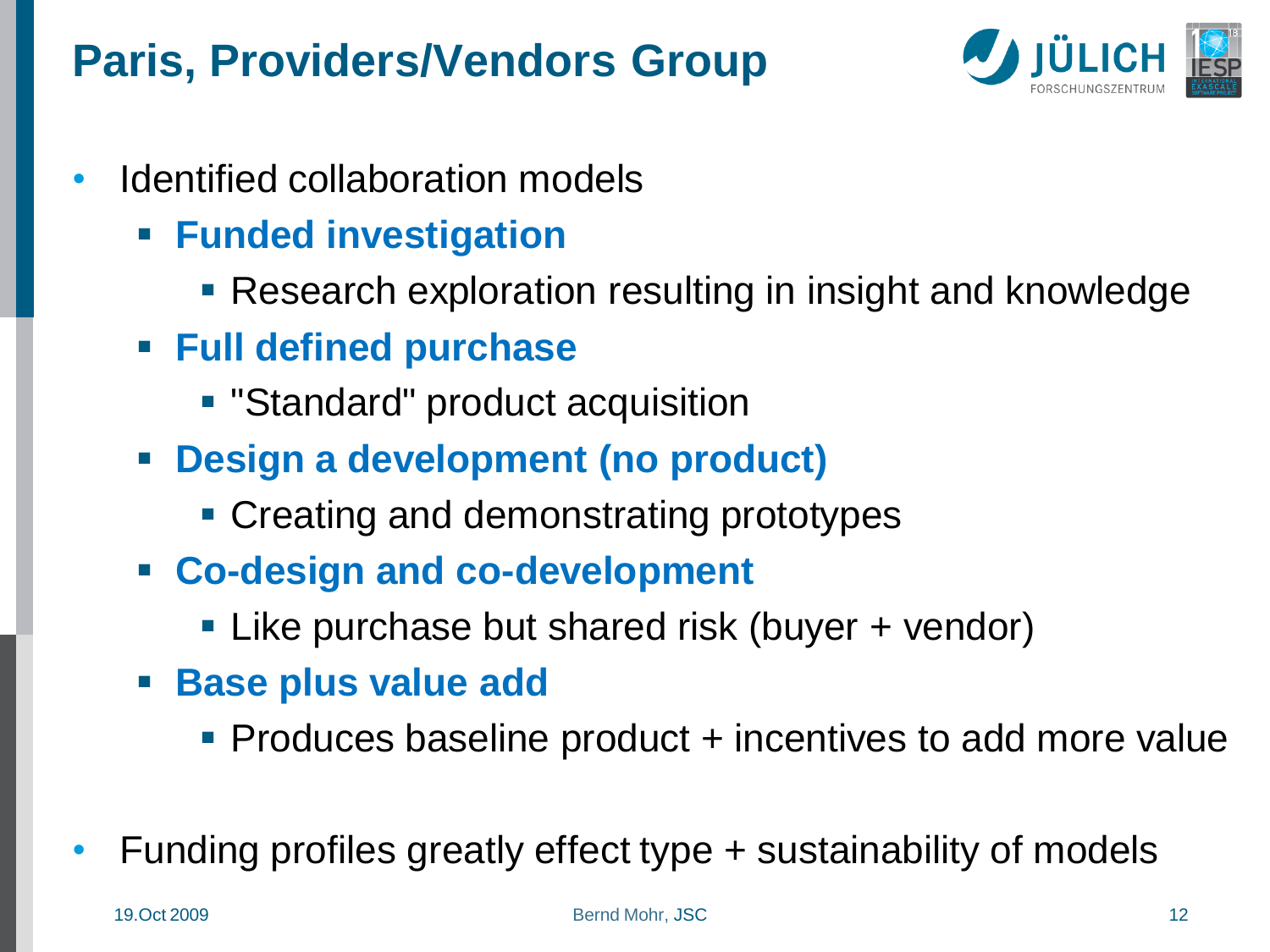# Paris, Providers/Vendors Group

- Identified collaboration models
  - **Funded investigation**
    - Research exploration resulting in insight and knowledge
  - **Full defined purchase**
    - "Standard" product acquisition
  - **Design a development (no product)**
    - Creating and demonstrating prototypes
  - **Co-design and co-development**
    - Like purchase but shared risk (buyer + vendor)
  - **Base plus value add**
    - Produces baseline product + incentives to add more value
- Funding profiles greatly effect type + sustainability of models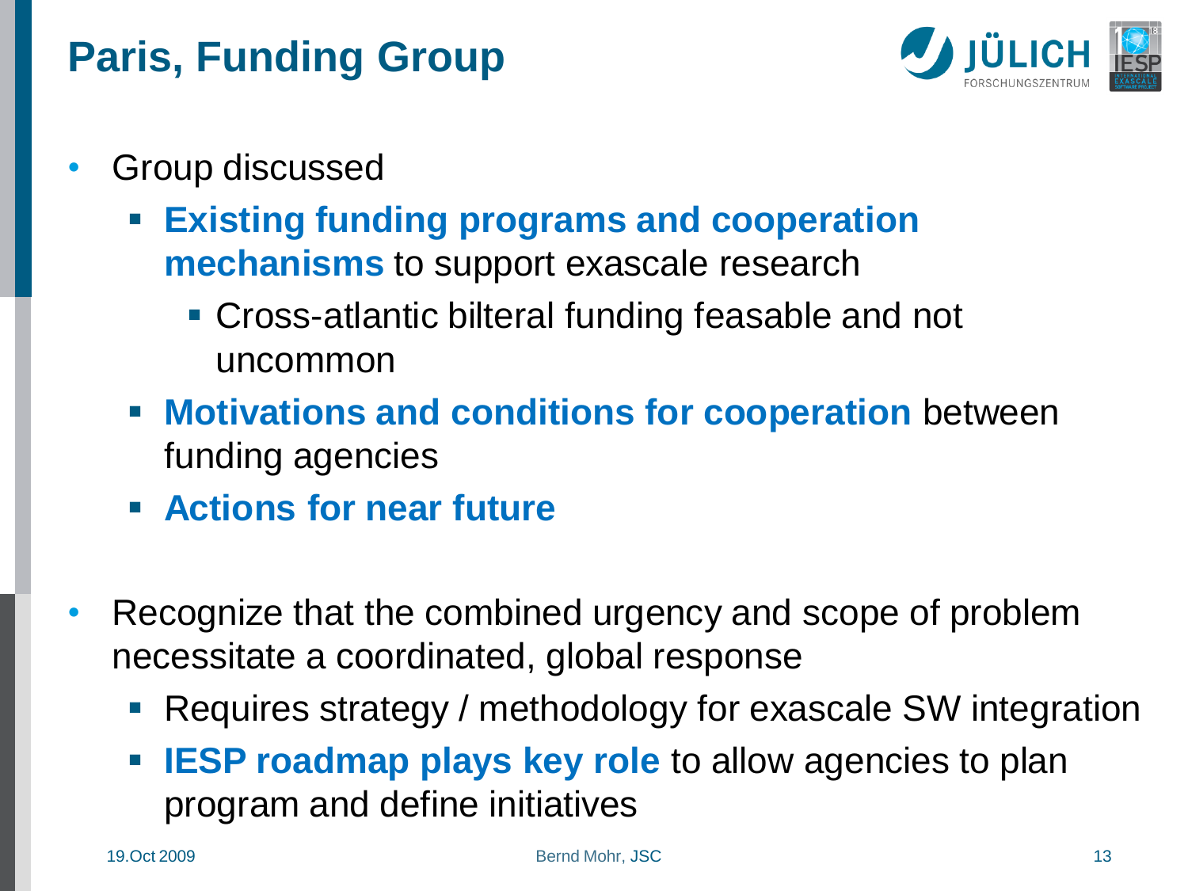# Paris, Funding Group

- Group discussed
  - **Existing funding programs and cooperation mechanisms** to support exascale research
    - Cross-atlantic bilteral funding feasable and not uncommon
  - **Motivations and conditions for cooperation** between funding agencies
  - **Actions for near future**
- Recognize that the combined urgency and scope of problem necessitate a coordinated, global response
  - Requires strategy / methodology for exascale SW integration
  - **IESP roadmap plays key role** to allow agencies to plan program and define initiatives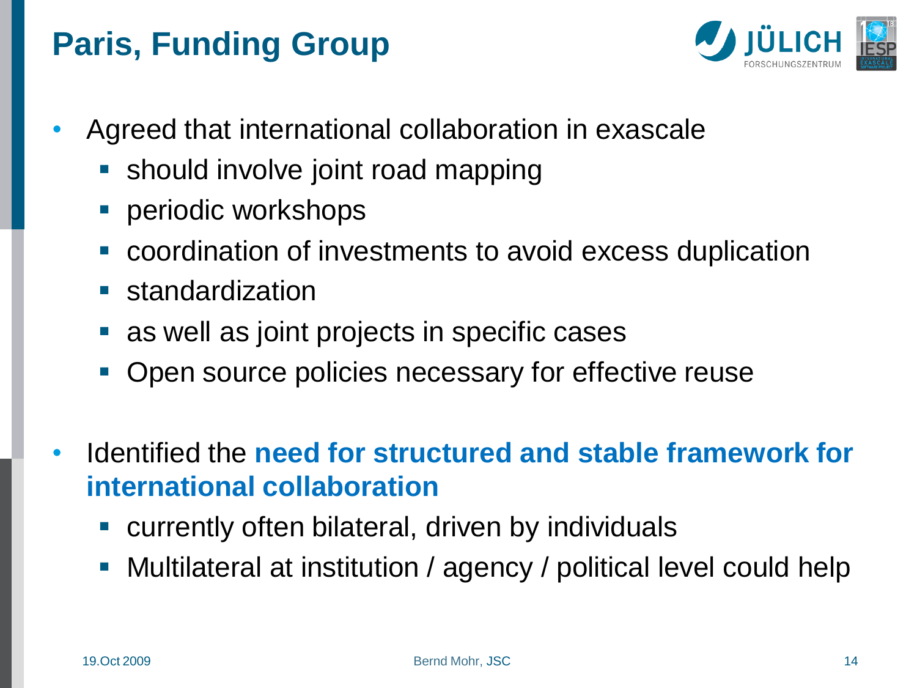# Paris, Funding Group

- Agreed that international collaboration in exascale
  - should involve joint road mapping
  - periodic workshops
  - coordination of investments to avoid excess duplication
  - standardization
  - as well as joint projects in specific cases
  - Open source policies necessary for effective reuse
- Identified the **need for structured and stable framework for international collaboration**
  - currently often bilateral, driven by individuals
  - Multilateral at institution / agency / political level could help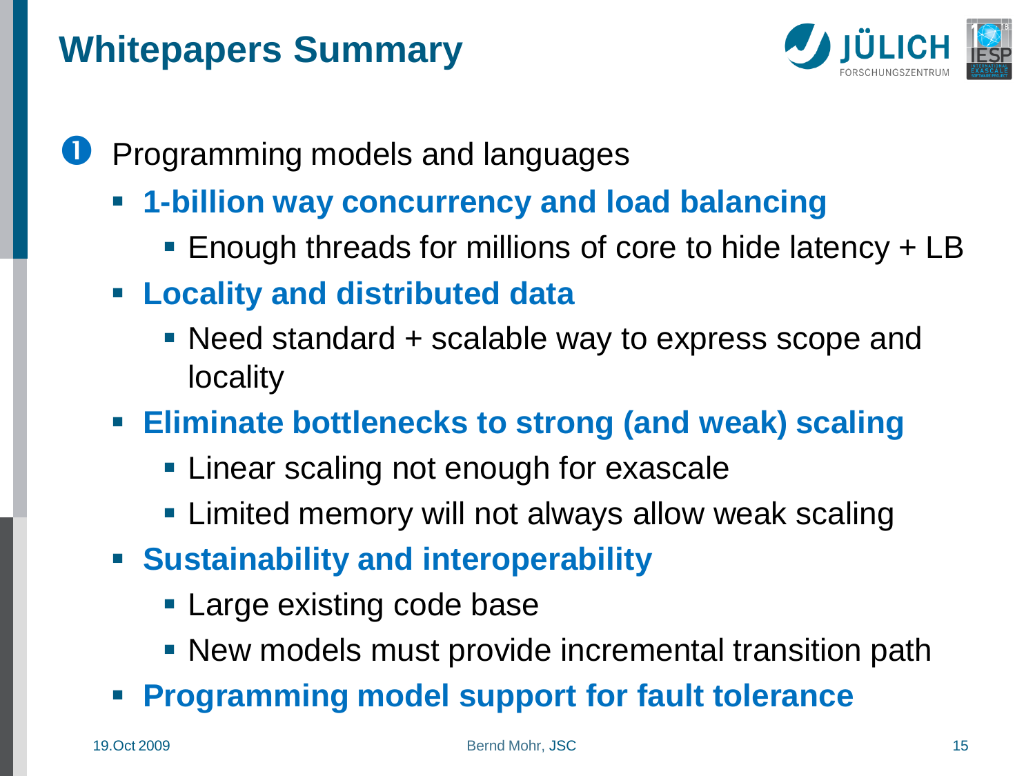# Whitepapers Summary

❶ Programming models and languages

- **1-billion way concurrency and load balancing**
  - Enough threads for millions of core to hide latency + LB
- **Locality and distributed data**
  - Need standard + scalable way to express scope and locality
- **Eliminate bottlenecks to strong (and weak) scaling**
  - Linear scaling not enough for exascale
  - Limited memory will not always allow weak scaling
- **Sustainability and interoperability**
  - Large existing code base
  - New models must provide incremental transition path
- **Programming model support for fault tolerance**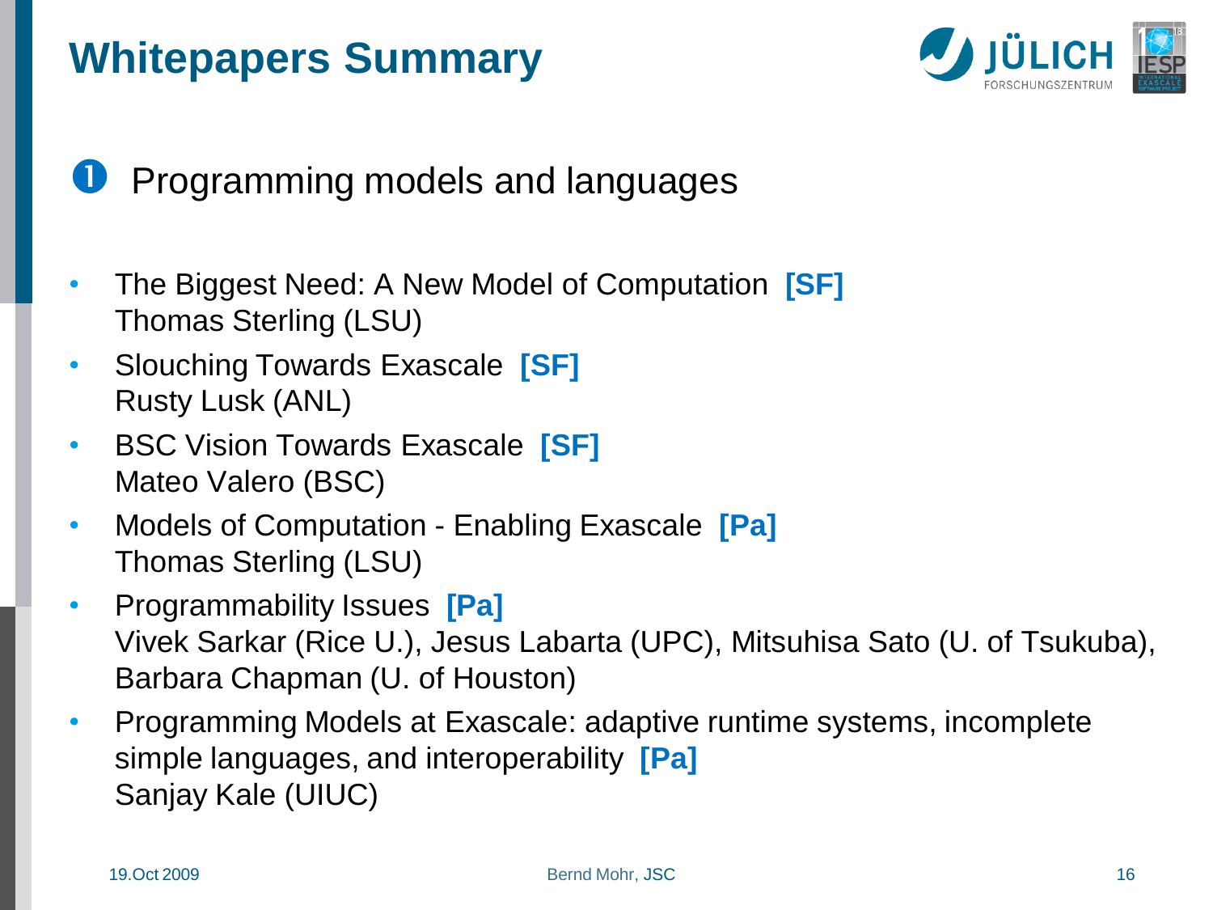# Whitepapers Summary

## ❶ Programming models and languages

- The Biggest Need: A New Model of Computation **[SF]**
  Thomas Sterling (LSU)
- Slouching Towards Exascale **[SF]**
  Rusty Lusk (ANL)
- BSC Vision Towards Exascale **[SF]**
  Mateo Valero (BSC)
- Models of Computation - Enabling Exascale **[Pa]**
  Thomas Sterling (LSU)
- Programmability Issues **[Pa]**
  Vivek Sarkar (Rice U.), Jesus Labarta (UPC), Mitsuhisa Sato (U. of Tsukuba), Barbara Chapman (U. of Houston)
- Programming Models at Exascale: adaptive runtime systems, incomplete simple languages, and interoperability **[Pa]**
  Sanjay Kale (UIUC)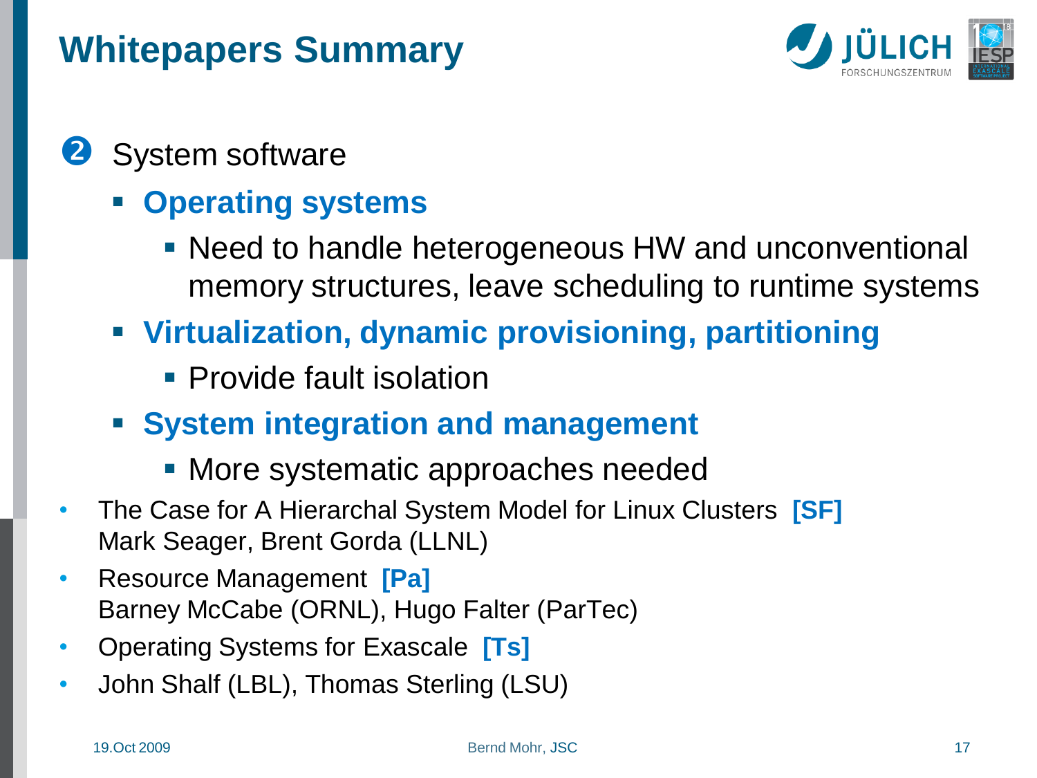# Whitepapers Summary

❷ System software

- **Operating systems**
  - Need to handle heterogeneous HW and unconventional memory structures, leave scheduling to runtime systems
- **Virtualization, dynamic provisioning, partitioning**
  - Provide fault isolation
- **System integration and management**
  - More systematic approaches needed

- The Case for A Hierarchal System Model for Linux Clusters **[SF]**
  Mark Seager, Brent Gorda (LLNL)
- Resource Management **[Pa]**
  Barney McCabe (ORNL), Hugo Falter (ParTec)
- Operating Systems for Exascale **[Ts]**
- John Shalf (LBL), Thomas Sterling (LSU)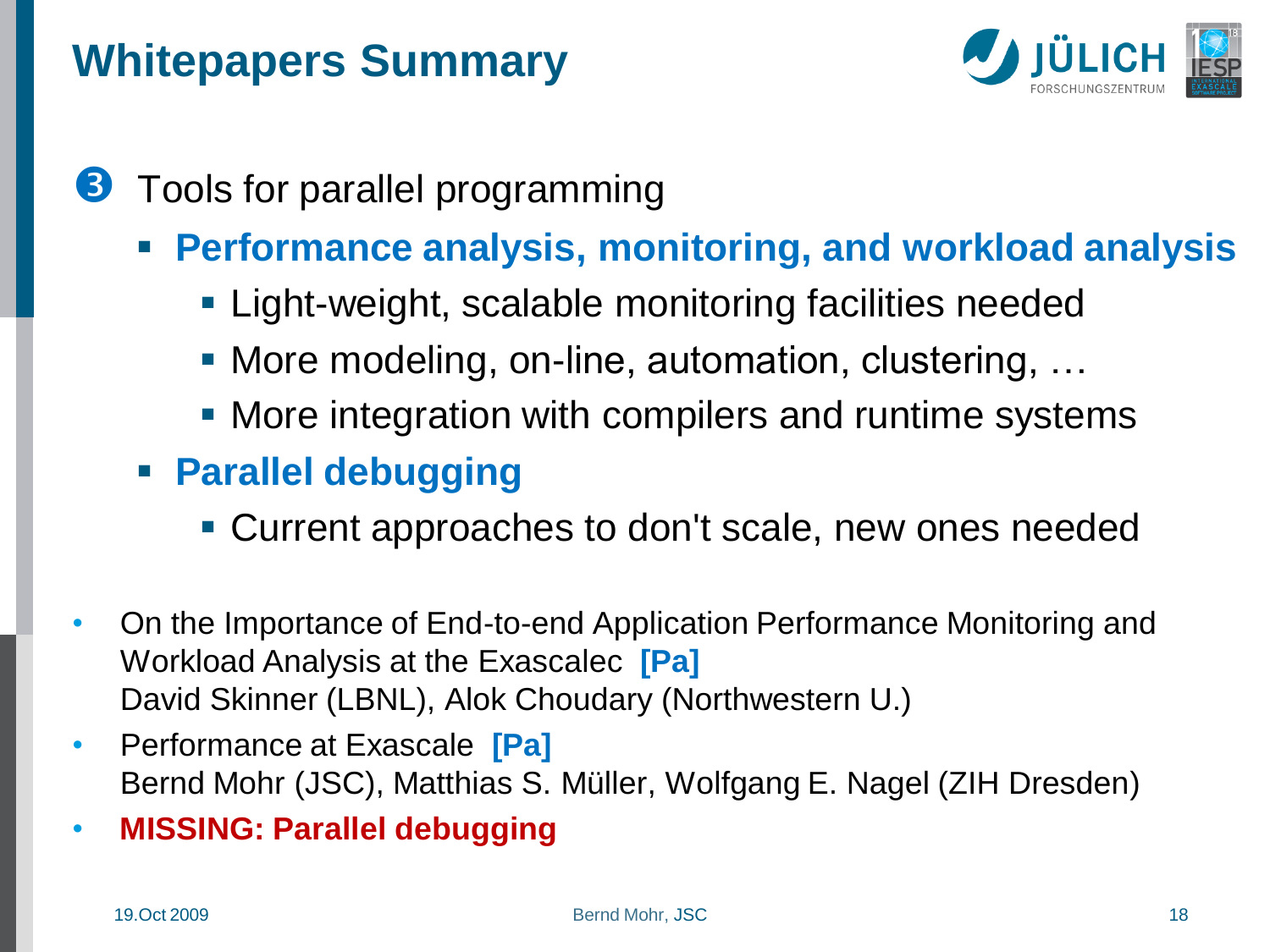# Whitepapers Summary

❸ Tools for parallel programming

- **Performance analysis, monitoring, and workload analysis**
  - Light-weight, scalable monitoring facilities needed
  - More modeling, on-line, automation, clustering, …
  - More integration with compilers and runtime systems
- **Parallel debugging**
  - Current approaches to don't scale, new ones needed

- On the Importance of End-to-end Application Performance Monitoring and Workload Analysis at the Exascalec **[Pa]**
  David Skinner (LBNL), Alok Choudary (Northwestern U.)
- Performance at Exascale **[Pa]**
  Bernd Mohr (JSC), Matthias S. Müller, Wolfgang E. Nagel (ZIH Dresden)
- **MISSING: Parallel debugging**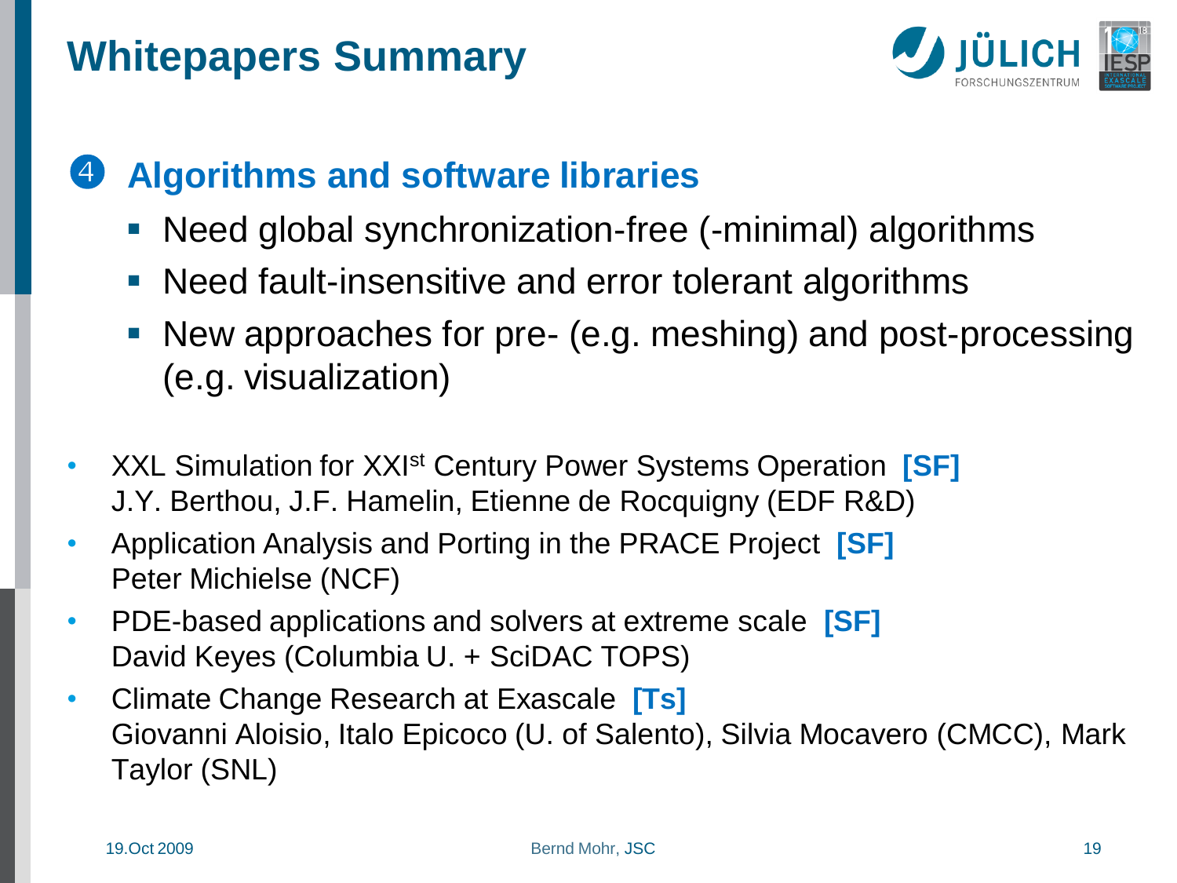# Whitepapers Summary

## ❹ Algorithms and software libraries

- Need global synchronization-free (-minimal) algorithms
- Need fault-insensitive and error tolerant algorithms
- New approaches for pre- (e.g. meshing) and post-processing (e.g. visualization)

- XXL Simulation for XXI$^{st}$ Century Power Systems Operation **[SF]**
  J.Y. Berthou, J.F. Hamelin, Etienne de Rocquigny (EDF R&D)
- Application Analysis and Porting in the PRACE Project **[SF]**
  Peter Michielse (NCF)
- PDE-based applications and solvers at extreme scale **[SF]**
  David Keyes (Columbia U. + SciDAC TOPS)
- Climate Change Research at Exascale **[Ts]**
  Giovanni Aloisio, Italo Epicoco (U. of Salento), Silvia Mocavero (CMCC), Mark Taylor (SNL)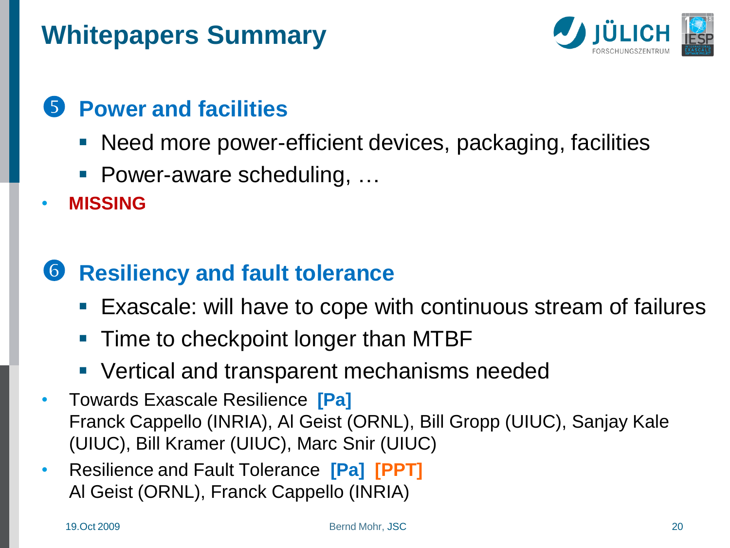# Whitepapers Summary

## ❺ Power and facilities

- Need more power-efficient devices, packaging, facilities
- Power-aware scheduling, …

- **MISSING**

## ❻ Resiliency and fault tolerance

- Exascale: will have to cope with continuous stream of failures
- Time to checkpoint longer than MTBF
- Vertical and transparent mechanisms needed

- Towards Exascale Resilience **[Pa]**
  Franck Cappello (INRIA), Al Geist (ORNL), Bill Gropp (UIUC), Sanjay Kale (UIUC), Bill Kramer (UIUC), Marc Snir (UIUC)
- Resilience and Fault Tolerance **[Pa]** **[PPT]**
  Al Geist (ORNL), Franck Cappello (INRIA)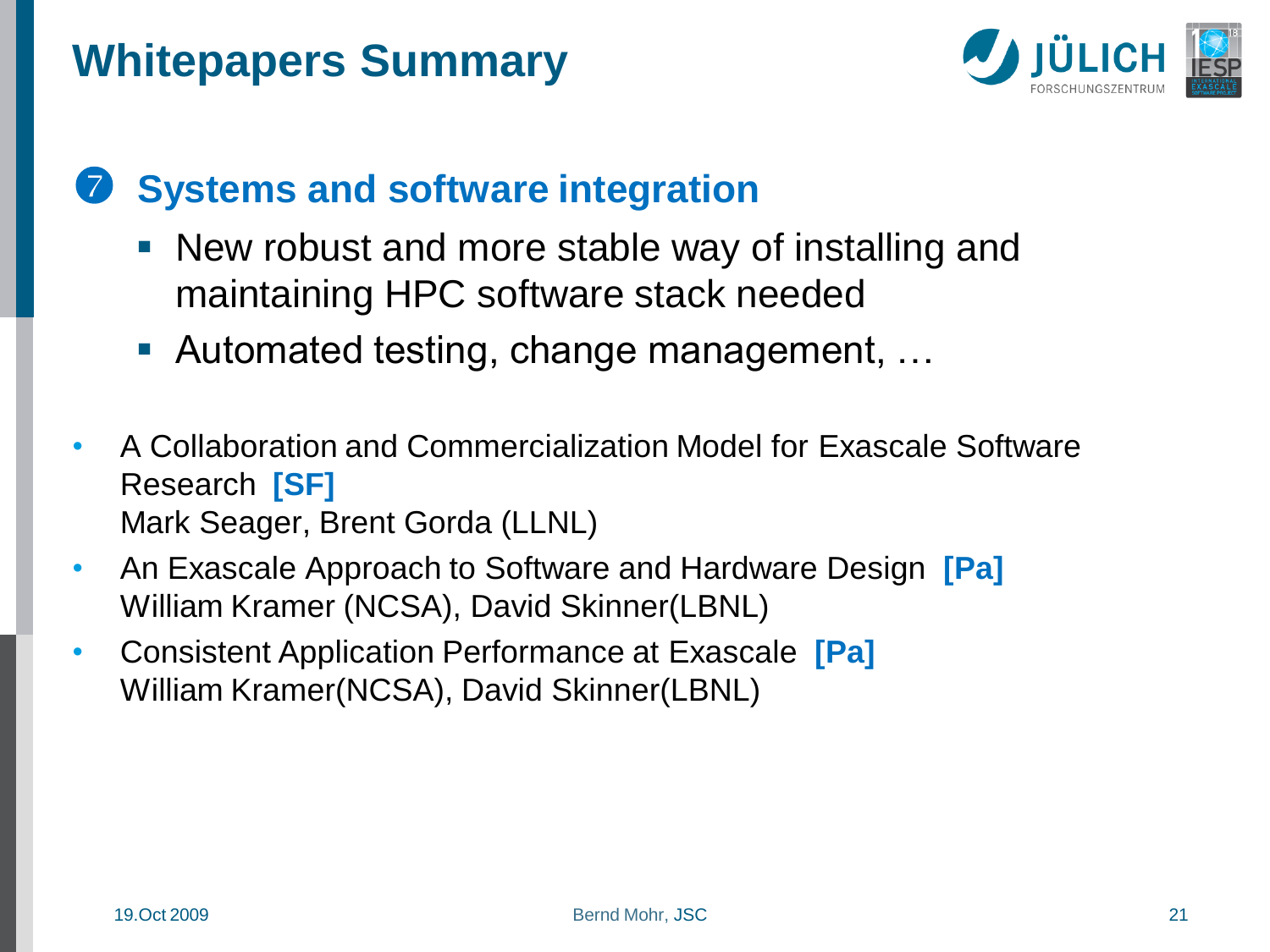# Whitepapers Summary

## ❼ Systems and software integration

- New robust and more stable way of installing and maintaining HPC software stack needed
- Automated testing, change management, …

- A Collaboration and Commercialization Model for Exascale Software Research **[SF]**
  Mark Seager, Brent Gorda (LLNL)
- An Exascale Approach to Software and Hardware Design **[Pa]**
  William Kramer (NCSA), David Skinner(LBNL)
- Consistent Application Performance at Exascale **[Pa]**
  William Kramer(NCSA), David Skinner(LBNL)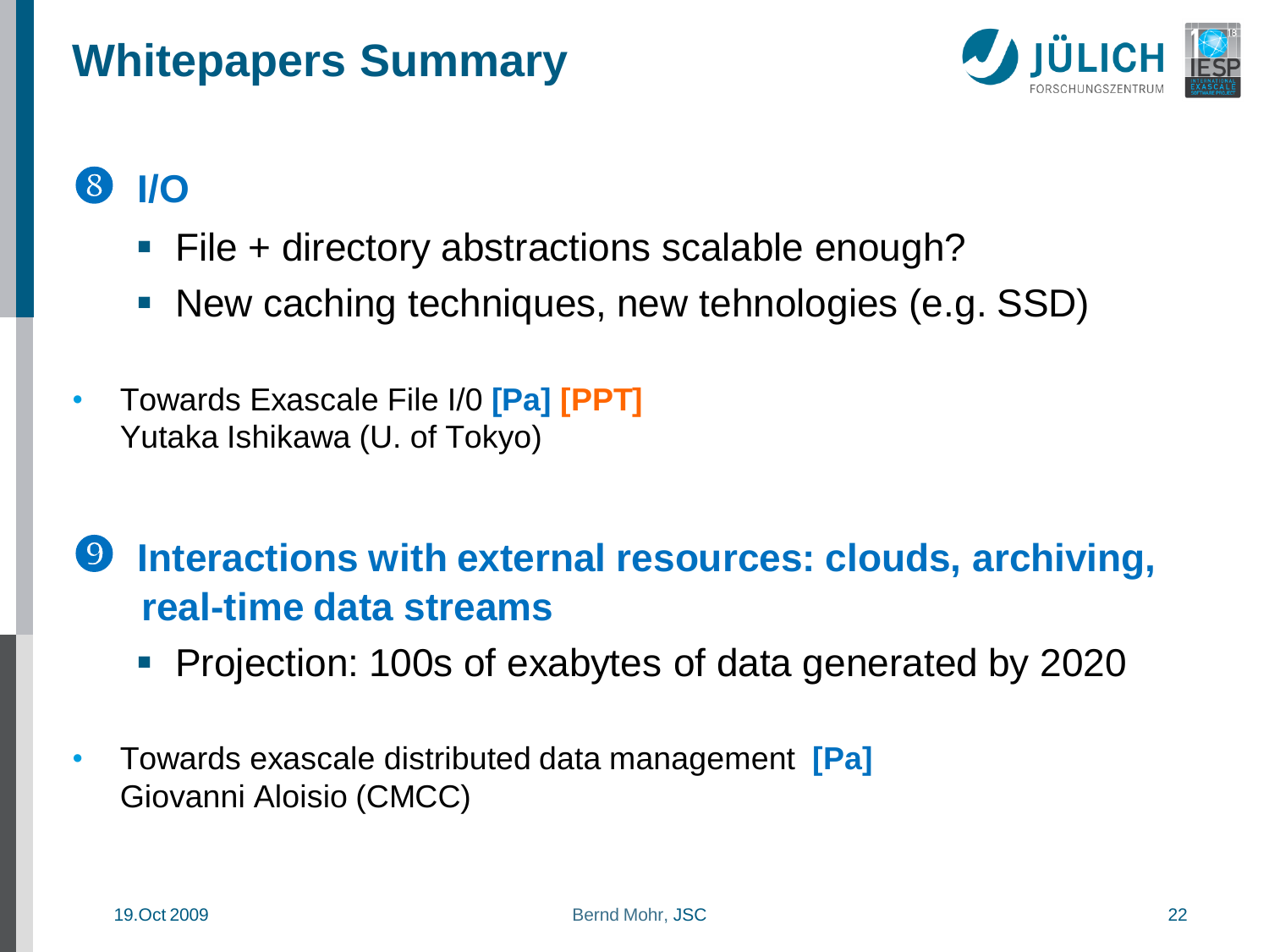# Whitepapers Summary

## ❽ I/O

- File + directory abstractions scalable enough?
- New caching techniques, new tehnologies (e.g. SSD)

- Towards Exascale File I/0 **[Pa]** **[PPT]**
  Yutaka Ishikawa (U. of Tokyo)

## ❾ Interactions with external resources: clouds, archiving, real-time data streams

- Projection: 100s of exabytes of data generated by 2020

- Towards exascale distributed data management **[Pa]**
  Giovanni Aloisio (CMCC)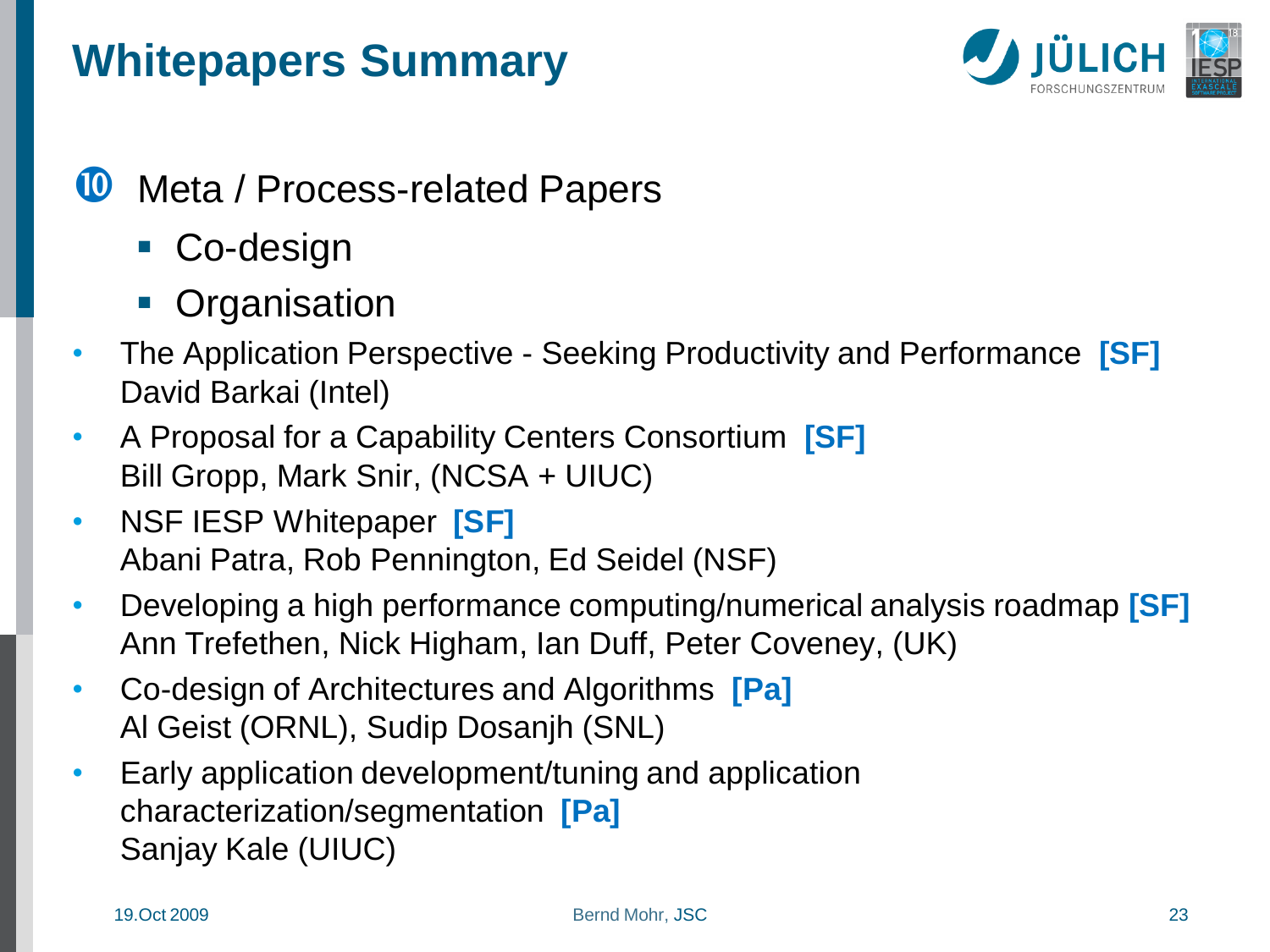# Whitepapers Summary

⑩ Meta / Process-related Papers

- Co-design
- Organisation

- The Application Perspective - Seeking Productivity and Performance **[SF]**
  David Barkai (Intel)
- A Proposal for a Capability Centers Consortium **[SF]**
  Bill Gropp, Mark Snir, (NCSA + UIUC)
- NSF IESP Whitepaper **[SF]**
  Abani Patra, Rob Pennington, Ed Seidel (NSF)
- Developing a high performance computing/numerical analysis roadmap **[SF]**
  Ann Trefethen, Nick Higham, Ian Duff, Peter Coveney, (UK)
- Co-design of Architectures and Algorithms **[Pa]**
  Al Geist (ORNL), Sudip Dosanjh (SNL)
- Early application development/tuning and application characterization/segmentation **[Pa]**
  Sanjay Kale (UIUC)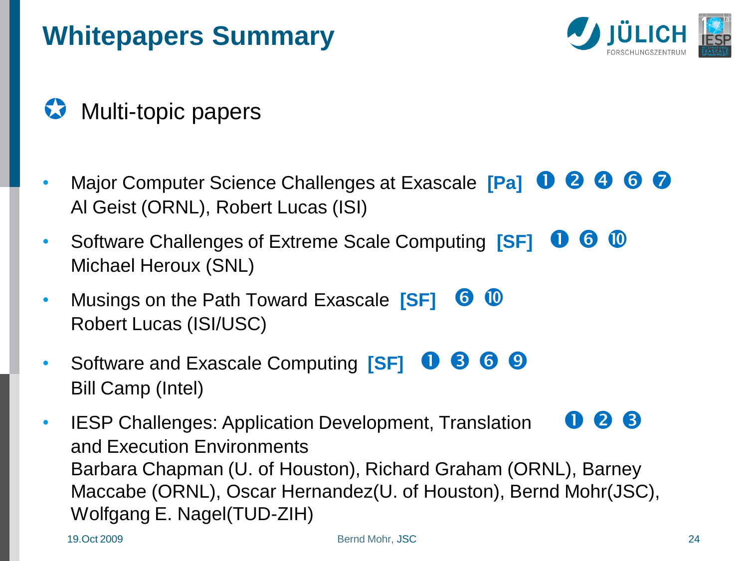# Whitepapers Summary

## Multi-topic papers

- Major Computer Science Challenges at Exascale **[Pa]** ➊ ➋ ➍ ➏ ➐
  Al Geist (ORNL), Robert Lucas (ISI)
- Software Challenges of Extreme Scale Computing **[SF]** ➊ ➏ ➓
  Michael Heroux (SNL)
- Musings on the Path Toward Exascale **[SF]** ➏ ➓
  Robert Lucas (ISI/USC)
- Software and Exascale Computing **[SF]** ➊ ➌ ➏ ➒
  Bill Camp (Intel)
- IESP Challenges: Application Development, Translation and Execution Environments ➊ ➋ ➌
  Barbara Chapman (U. of Houston), Richard Graham (ORNL), Barney Maccabe (ORNL), Oscar Hernandez(U. of Houston), Bernd Mohr(JSC), Wolfgang E. Nagel(TUD-ZIH)

19.Oct 2009 Bernd Mohr, JSC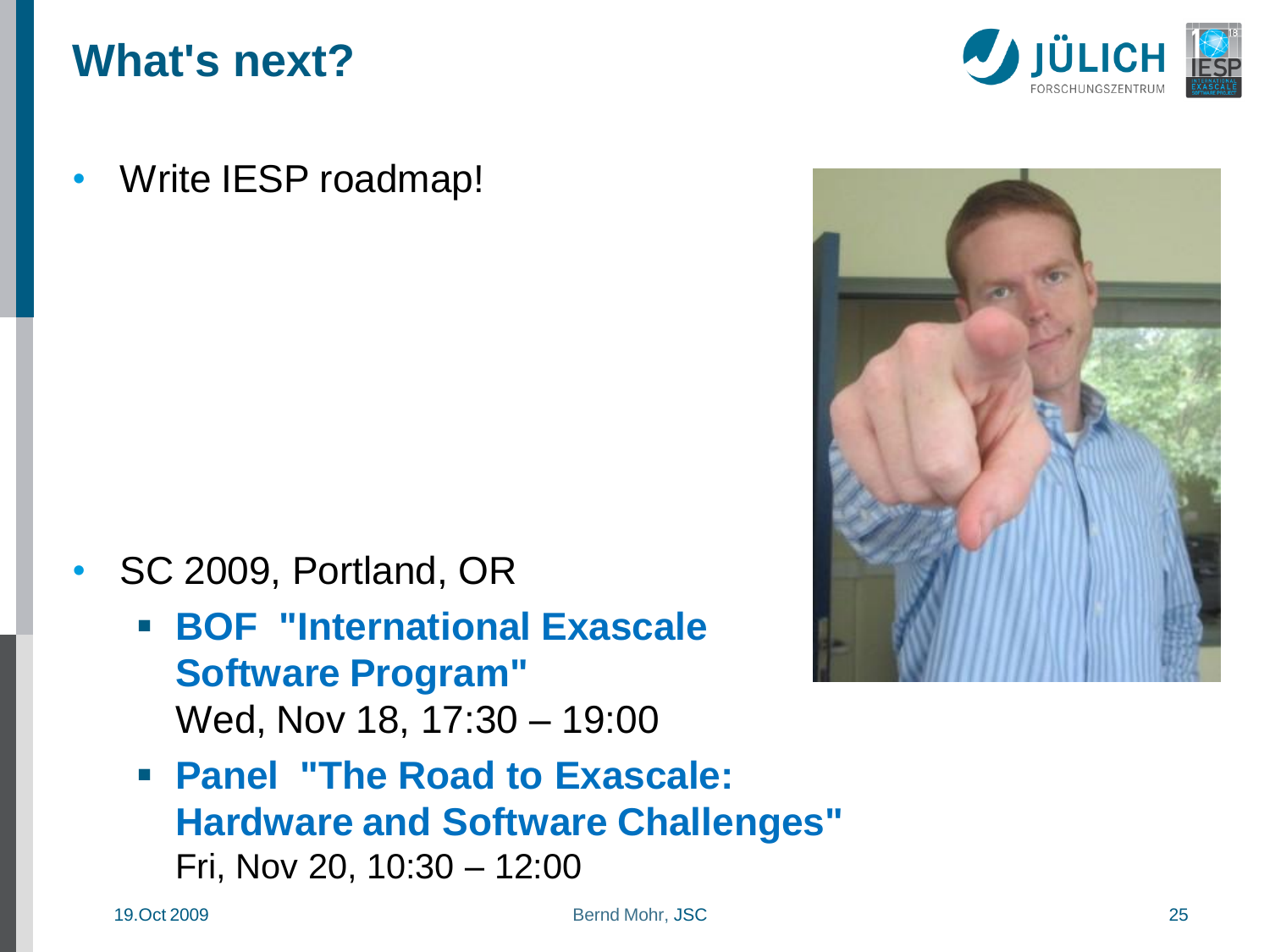# What's next?

- Write IESP roadmap!

- SC 2009, Portland, OR
  - **BOF "International Exascale Software Program"**
    Wed, Nov 18, 17:30 – 19:00
  - **Panel "The Road to Exascale: Hardware and Software Challenges"**
    Fri, Nov 20, 10:30 – 12:00